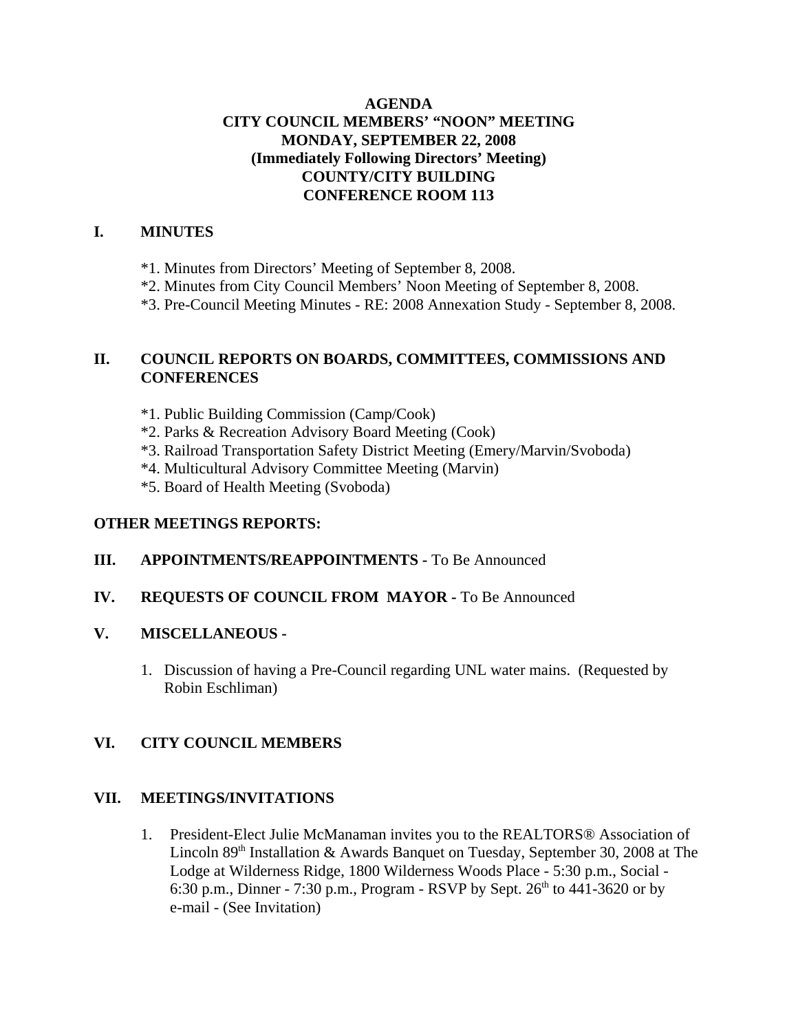**AGENDA**
**CITY COUNCIL MEMBERS' "NOON" MEETING**
**MONDAY, SEPTEMBER 22, 2008**
**(Immediately Following Directors' Meeting)**
**COUNTY/CITY BUILDING**
**CONFERENCE ROOM 113**

## I. MINUTES

*1. Minutes from Directors' Meeting of September 8, 2008.
*2. Minutes from City Council Members' Noon Meeting of September 8, 2008.
*3. Pre-Council Meeting Minutes - RE: 2008 Annexation Study - September 8, 2008.

## II. COUNCIL REPORTS ON BOARDS, COMMITTEES, COMMISSIONS AND CONFERENCES

*1. Public Building Commission (Camp/Cook)
*2. Parks & Recreation Advisory Board Meeting (Cook)
*3. Railroad Transportation Safety District Meeting (Emery/Marvin/Svoboda)
*4. Multicultural Advisory Committee Meeting (Marvin)
*5. Board of Health Meeting (Svoboda)

**OTHER MEETINGS REPORTS:**

## III. APPOINTMENTS/REAPPOINTMENTS - To Be Announced

## IV. REQUESTS OF COUNCIL FROM MAYOR - To Be Announced

## V. MISCELLANEOUS -

1. Discussion of having a Pre-Council regarding UNL water mains. (Requested by Robin Eschliman)

## VI. CITY COUNCIL MEMBERS

## VII. MEETINGS/INVITATIONS

1. President-Elect Julie McManaman invites you to the REALTORS® Association of Lincoln 89th Installation & Awards Banquet on Tuesday, September 30, 2008 at The Lodge at Wilderness Ridge, 1800 Wilderness Woods Place - 5:30 p.m., Social - 6:30 p.m., Dinner - 7:30 p.m., Program - RSVP by Sept. 26th to 441-3620 or by e-mail - (See Invitation)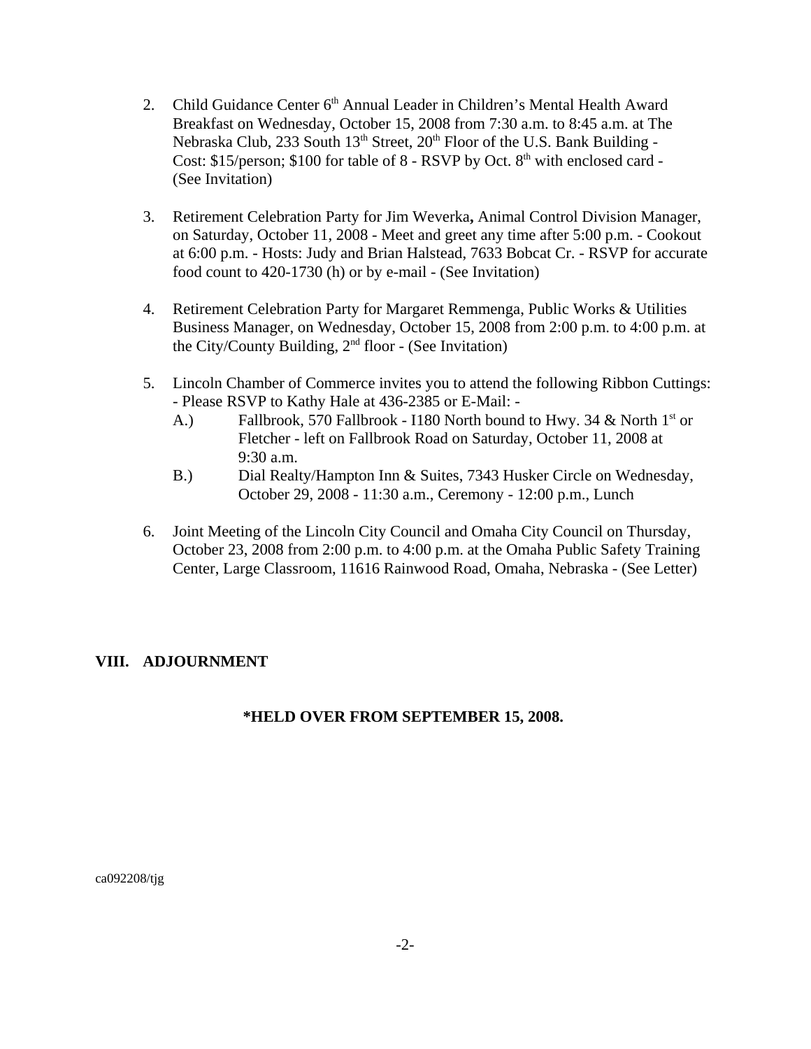2. Child Guidance Center 6th Annual Leader in Children's Mental Health Award Breakfast on Wednesday, October 15, 2008 from 7:30 a.m. to 8:45 a.m. at The Nebraska Club, 233 South 13th Street, 20th Floor of the U.S. Bank Building - Cost: $15/person; $100 for table of 8 - RSVP by Oct. 8th with enclosed card - (See Invitation)

3. Retirement Celebration Party for Jim Weverka**,** Animal Control Division Manager, on Saturday, October 11, 2008 - Meet and greet any time after 5:00 p.m. - Cookout at 6:00 p.m. - Hosts: Judy and Brian Halstead, 7633 Bobcat Cr. - RSVP for accurate food count to 420-1730 (h) or by e-mail - (See Invitation)

4. Retirement Celebration Party for Margaret Remmenga, Public Works & Utilities Business Manager, on Wednesday, October 15, 2008 from 2:00 p.m. to 4:00 p.m. at the City/County Building, 2nd floor - (See Invitation)

5. Lincoln Chamber of Commerce invites you to attend the following Ribbon Cuttings: - Please RSVP to Kathy Hale at 436-2385 or E-Mail: -
   - A.) Fallbrook, 570 Fallbrook - I180 North bound to Hwy. 34 & North 1st or Fletcher - left on Fallbrook Road on Saturday, October 11, 2008 at 9:30 a.m.
   - B.) Dial Realty/Hampton Inn & Suites, 7343 Husker Circle on Wednesday, October 29, 2008 - 11:30 a.m., Ceremony - 12:00 p.m., Lunch

6. Joint Meeting of the Lincoln City Council and Omaha City Council on Thursday, October 23, 2008 from 2:00 p.m. to 4:00 p.m. at the Omaha Public Safety Training Center, Large Classroom, 11616 Rainwood Road, Omaha, Nebraska - (See Letter)

## VIII. ADJOURNMENT

**\*HELD OVER FROM SEPTEMBER 15, 2008.**

ca092208/tjg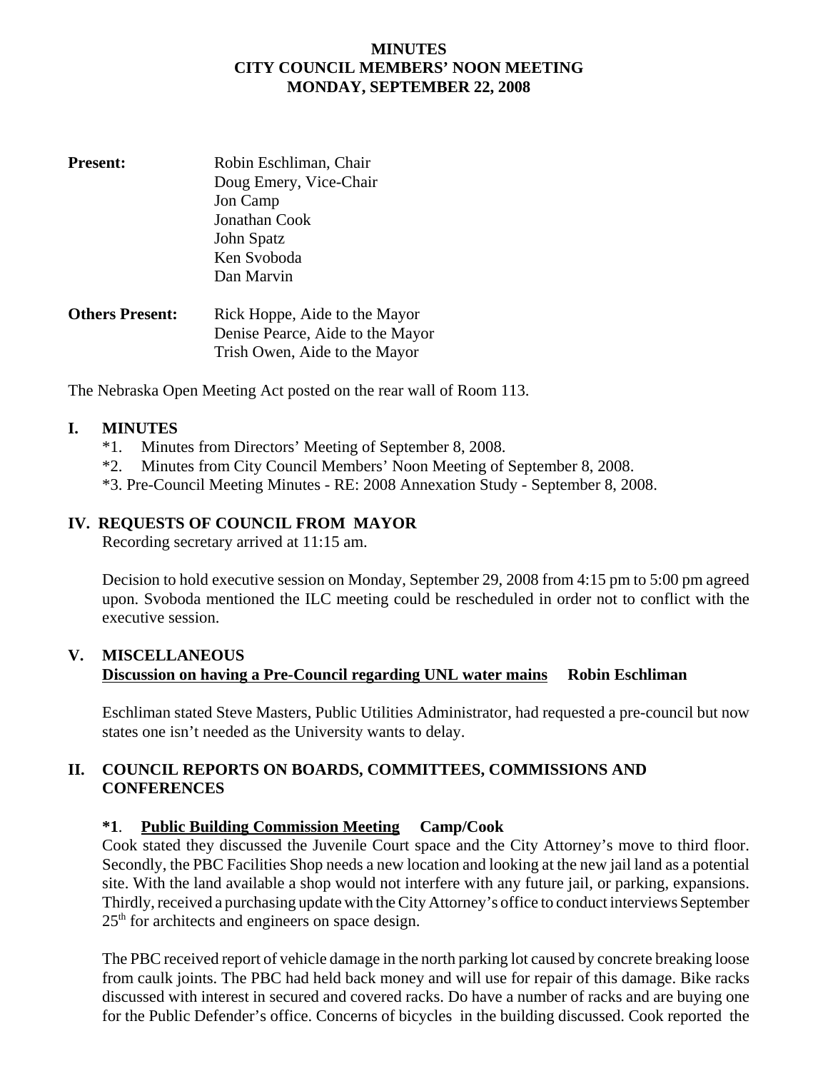# MINUTES
# CITY COUNCIL MEMBERS' NOON MEETING
# MONDAY, SEPTEMBER 22, 2008

**Present:**
Robin Eschliman, Chair
Doug Emery, Vice-Chair
Jon Camp
Jonathan Cook
John Spatz
Ken Svoboda
Dan Marvin

**Others Present:**
Rick Hoppe, Aide to the Mayor
Denise Pearce, Aide to the Mayor
Trish Owen, Aide to the Mayor

The Nebraska Open Meeting Act posted on the rear wall of Room 113.

## I. MINUTES

*1. Minutes from Directors' Meeting of September 8, 2008.
*2. Minutes from City Council Members' Noon Meeting of September 8, 2008.
*3. Pre-Council Meeting Minutes - RE: 2008 Annexation Study - September 8, 2008.

## IV. REQUESTS OF COUNCIL FROM MAYOR

Recording secretary arrived at 11:15 am.

Decision to hold executive session on Monday, September 29, 2008 from 4:15 pm to 5:00 pm agreed upon. Svoboda mentioned the ILC meeting could be rescheduled in order not to conflict with the executive session.

## V. MISCELLANEOUS

**Discussion on having a Pre-Council regarding UNL water mains — Robin Eschliman**

Eschliman stated Steve Masters, Public Utilities Administrator, had requested a pre-council but now states one isn't needed as the University wants to delay.

## II. COUNCIL REPORTS ON BOARDS, COMMITTEES, COMMISSIONS AND CONFERENCES

**\*1. Public Building Commission Meeting — Camp/Cook**

Cook stated they discussed the Juvenile Court space and the City Attorney's move to third floor. Secondly, the PBC Facilities Shop needs a new location and looking at the new jail land as a potential site. With the land available a shop would not interfere with any future jail, or parking, expansions. Thirdly, received a purchasing update with the City Attorney's office to conduct interviews September 25th for architects and engineers on space design.

The PBC received report of vehicle damage in the north parking lot caused by concrete breaking loose from caulk joints. The PBC had held back money and will use for repair of this damage. Bike racks discussed with interest in secured and covered racks. Do have a number of racks and are buying one for the Public Defender's office. Concerns of bicycles in the building discussed. Cook reported the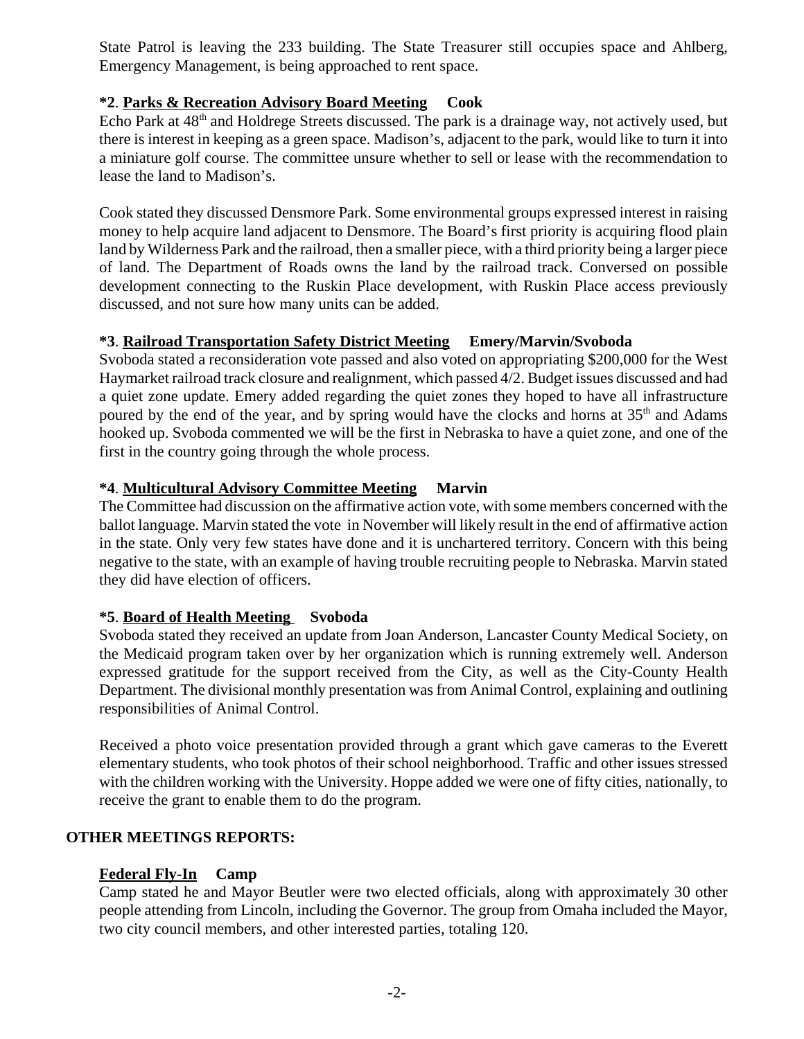State Patrol is leaving the 233 building. The State Treasurer still occupies space and Ahlberg, Emergency Management, is being approached to rent space.

**\*2**. **Parks & Recreation Advisory Board Meeting     Cook**

Echo Park at 48th and Holdrege Streets discussed. The park is a drainage way, not actively used, but there is interest in keeping as a green space. Madison's, adjacent to the park, would like to turn it into a miniature golf course. The committee unsure whether to sell or lease with the recommendation to lease the land to Madison's.

Cook stated they discussed Densmore Park. Some environmental groups expressed interest in raising money to help acquire land adjacent to Densmore. The Board's first priority is acquiring flood plain land by Wilderness Park and the railroad, then a smaller piece, with a third priority being a larger piece of land. The Department of Roads owns the land by the railroad track. Conversed on possible development connecting to the Ruskin Place development, with Ruskin Place access previously discussed, and not sure how many units can be added.

**\*3**. **Railroad Transportation Safety District Meeting     Emery/Marvin/Svoboda**

Svoboda stated a reconsideration vote passed and also voted on appropriating $200,000 for the West Haymarket railroad track closure and realignment, which passed 4/2. Budget issues discussed and had a quiet zone update. Emery added regarding the quiet zones they hoped to have all infrastructure poured by the end of the year, and by spring would have the clocks and horns at 35th and Adams hooked up. Svoboda commented we will be the first in Nebraska to have a quiet zone, and one of the first in the country going through the whole process.

**\*4**. **Multicultural Advisory Committee Meeting     Marvin**

The Committee had discussion on the affirmative action vote, with some members concerned with the ballot language. Marvin stated the vote in November will likely result in the end of affirmative action in the state. Only very few states have done and it is unchartered territory. Concern with this being negative to the state, with an example of having trouble recruiting people to Nebraska. Marvin stated they did have election of officers.

**\*5**. **Board of Health Meeting     Svoboda**

Svoboda stated they received an update from Joan Anderson, Lancaster County Medical Society, on the Medicaid program taken over by her organization which is running extremely well. Anderson expressed gratitude for the support received from the City, as well as the City-County Health Department. The divisional monthly presentation was from Animal Control, explaining and outlining responsibilities of Animal Control.

Received a photo voice presentation provided through a grant which gave cameras to the Everett elementary students, who took photos of their school neighborhood. Traffic and other issues stressed with the children working with the University. Hoppe added we were one of fifty cities, nationally, to receive the grant to enable them to do the program.

## OTHER MEETINGS REPORTS:

**Federal Fly-In     Camp**

Camp stated he and Mayor Beutler were two elected officials, along with approximately 30 other people attending from Lincoln, including the Governor. The group from Omaha included the Mayor, two city council members, and other interested parties, totaling 120.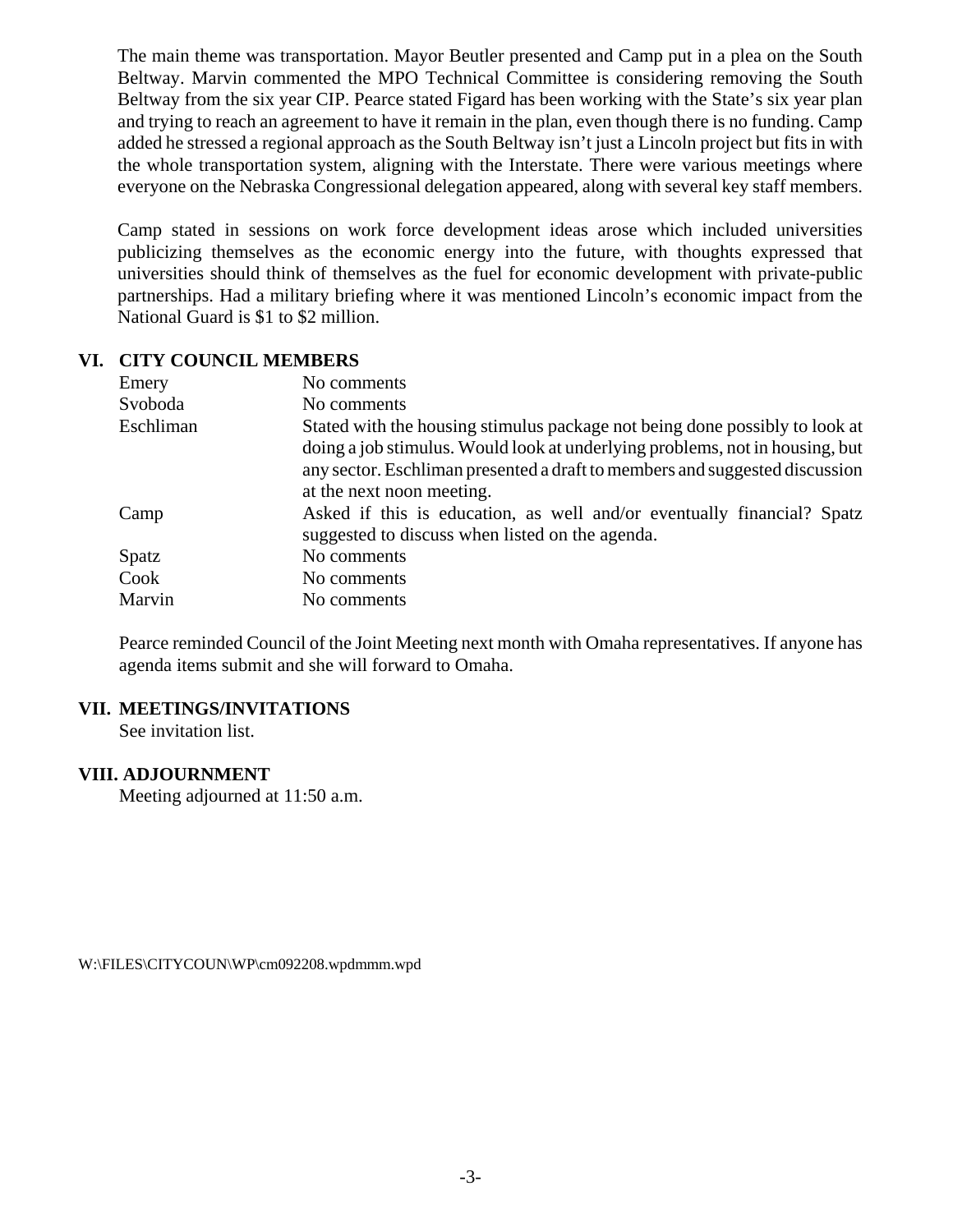The main theme was transportation. Mayor Beutler presented and Camp put in a plea on the South Beltway. Marvin commented the MPO Technical Committee is considering removing the South Beltway from the six year CIP. Pearce stated Figard has been working with the State's six year plan and trying to reach an agreement to have it remain in the plan, even though there is no funding. Camp added he stressed a regional approach as the South Beltway isn't just a Lincoln project but fits in with the whole transportation system, aligning with the Interstate. There were various meetings where everyone on the Nebraska Congressional delegation appeared, along with several key staff members.

Camp stated in sessions on work force development ideas arose which included universities publicizing themselves as the economic energy into the future, with thoughts expressed that universities should think of themselves as the fuel for economic development with private-public partnerships. Had a military briefing where it was mentioned Lincoln's economic impact from the National Guard is $1 to $2 million.

## VI. CITY COUNCIL MEMBERS

| | |
|---|---|
| Emery | No comments |
| Svoboda | No comments |
| Eschliman | Stated with the housing stimulus package not being done possibly to look at doing a job stimulus. Would look at underlying problems, not in housing, but any sector. Eschliman presented a draft to members and suggested discussion at the next noon meeting. |
| Camp | Asked if this is education, as well and/or eventually financial? Spatz suggested to discuss when listed on the agenda. |
| Spatz | No comments |
| Cook | No comments |
| Marvin | No comments |

Pearce reminded Council of the Joint Meeting next month with Omaha representatives. If anyone has agenda items submit and she will forward to Omaha.

## VII. MEETINGS/INVITATIONS

See invitation list.

## VIII. ADJOURNMENT

Meeting adjourned at 11:50 a.m.

W:\FILES\CITYCOUN\WP\cm092208.wpdmmm.wpd